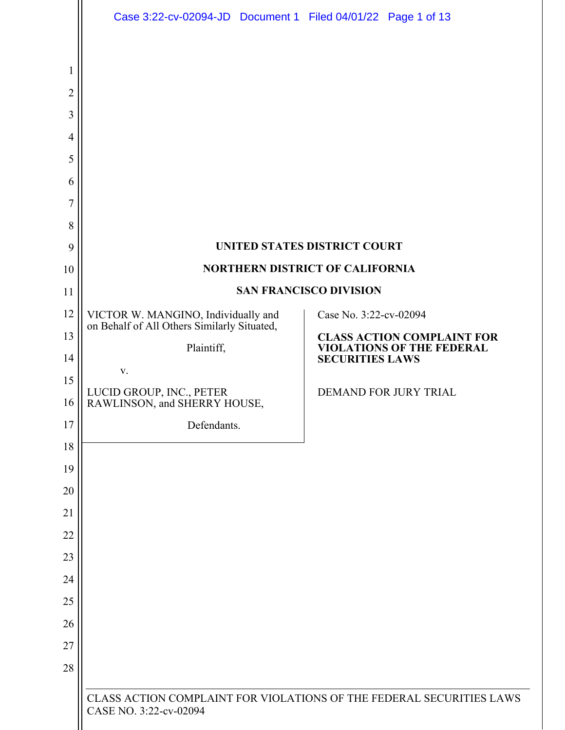**UNITED STATES DISTRICT COURT**

**NORTHERN DISTRICT OF CALIFORNIA**

**SAN FRANCISCO DIVISION**

| | |
|---|---|
| VICTOR W. MANGINO, Individually and on Behalf of All Others Similarly Situated,<br><br>Plaintiff,<br><br>v.<br><br>LUCID GROUP, INC., PETER RAWLINSON, and SHERRY HOUSE,<br><br>Defendants. | Case No. 3:22-cv-02094<br><br>**CLASS ACTION COMPLAINT FOR VIOLATIONS OF THE FEDERAL SECURITIES LAWS**<br><br>DEMAND FOR JURY TRIAL |

CLASS ACTION COMPLAINT FOR VIOLATIONS OF THE FEDERAL SECURITIES LAWS
CASE NO. 3:22-cv-02094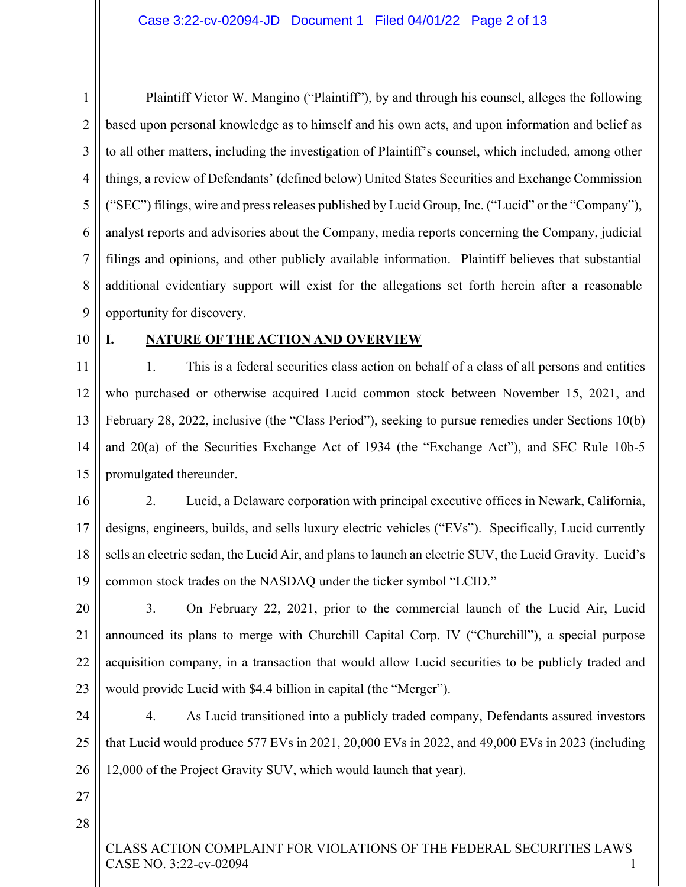Plaintiff Victor W. Mangino ("Plaintiff"), by and through his counsel, alleges the following based upon personal knowledge as to himself and his own acts, and upon information and belief as to all other matters, including the investigation of Plaintiff's counsel, which included, among other things, a review of Defendants' (defined below) United States Securities and Exchange Commission ("SEC") filings, wire and press releases published by Lucid Group, Inc. ("Lucid" or the "Company"), analyst reports and advisories about the Company, media reports concerning the Company, judicial filings and opinions, and other publicly available information. Plaintiff believes that substantial additional evidentiary support will exist for the allegations set forth herein after a reasonable opportunity for discovery.

## I. NATURE OF THE ACTION AND OVERVIEW

1. This is a federal securities class action on behalf of a class of all persons and entities who purchased or otherwise acquired Lucid common stock between November 15, 2021, and February 28, 2022, inclusive (the "Class Period"), seeking to pursue remedies under Sections 10(b) and 20(a) of the Securities Exchange Act of 1934 (the "Exchange Act"), and SEC Rule 10b-5 promulgated thereunder.

2. Lucid, a Delaware corporation with principal executive offices in Newark, California, designs, engineers, builds, and sells luxury electric vehicles ("EVs"). Specifically, Lucid currently sells an electric sedan, the Lucid Air, and plans to launch an electric SUV, the Lucid Gravity. Lucid's common stock trades on the NASDAQ under the ticker symbol "LCID."

3. On February 22, 2021, prior to the commercial launch of the Lucid Air, Lucid announced its plans to merge with Churchill Capital Corp. IV ("Churchill"), a special purpose acquisition company, in a transaction that would allow Lucid securities to be publicly traded and would provide Lucid with $4.4 billion in capital (the "Merger").

4. As Lucid transitioned into a publicly traded company, Defendants assured investors that Lucid would produce 577 EVs in 2021, 20,000 EVs in 2022, and 49,000 EVs in 2023 (including 12,000 of the Project Gravity SUV, which would launch that year).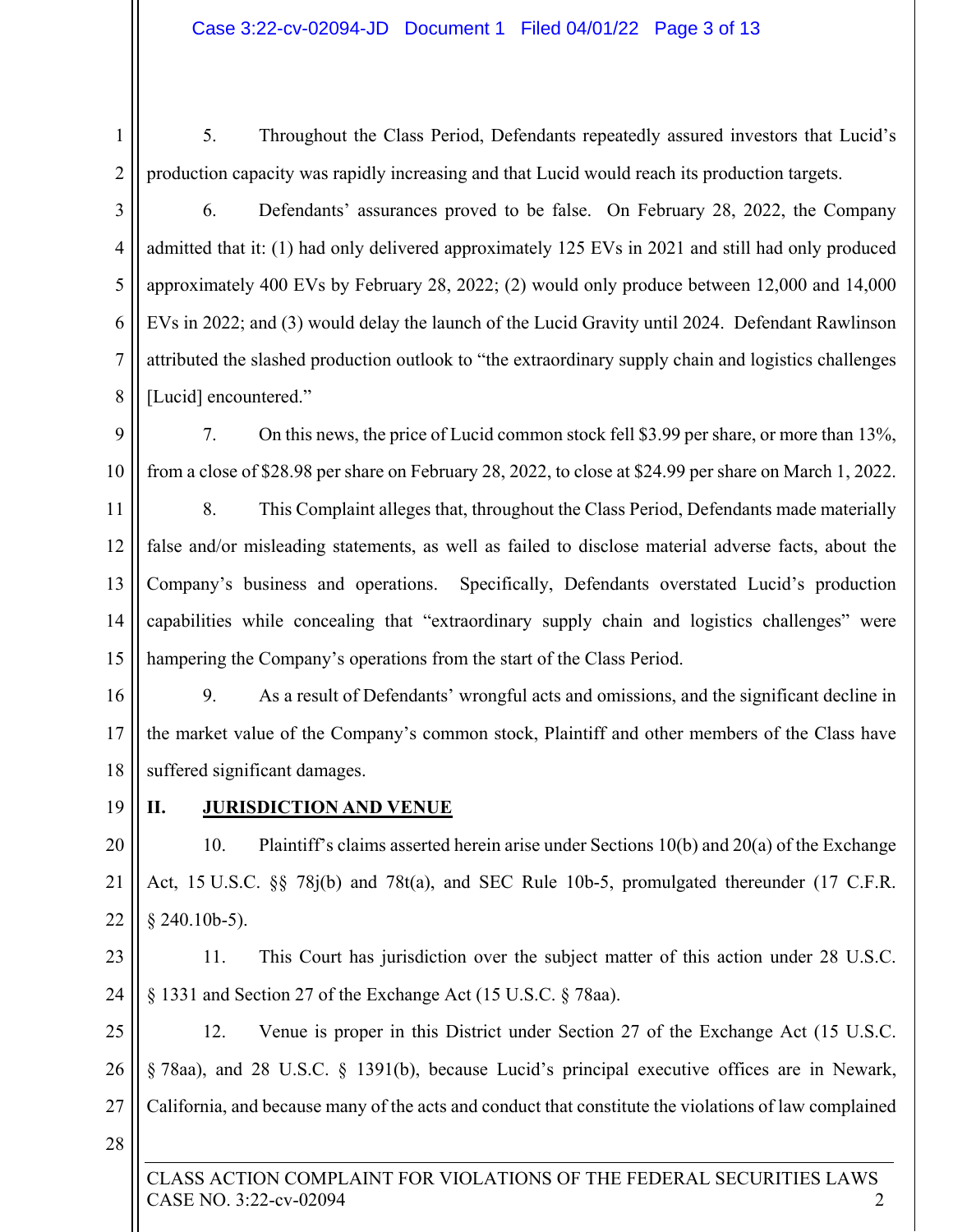5. Throughout the Class Period, Defendants repeatedly assured investors that Lucid's production capacity was rapidly increasing and that Lucid would reach its production targets.

6. Defendants' assurances proved to be false. On February 28, 2022, the Company admitted that it: (1) had only delivered approximately 125 EVs in 2021 and still had only produced approximately 400 EVs by February 28, 2022; (2) would only produce between 12,000 and 14,000 EVs in 2022; and (3) would delay the launch of the Lucid Gravity until 2024. Defendant Rawlinson attributed the slashed production outlook to "the extraordinary supply chain and logistics challenges [Lucid] encountered."

7. On this news, the price of Lucid common stock fell $3.99 per share, or more than 13%, from a close of $28.98 per share on February 28, 2022, to close at $24.99 per share on March 1, 2022.

8. This Complaint alleges that, throughout the Class Period, Defendants made materially false and/or misleading statements, as well as failed to disclose material adverse facts, about the Company's business and operations. Specifically, Defendants overstated Lucid's production capabilities while concealing that "extraordinary supply chain and logistics challenges" were hampering the Company's operations from the start of the Class Period.

9. As a result of Defendants' wrongful acts and omissions, and the significant decline in the market value of the Company's common stock, Plaintiff and other members of the Class have suffered significant damages.

## II. JURISDICTION AND VENUE

10. Plaintiff's claims asserted herein arise under Sections 10(b) and 20(a) of the Exchange Act, 15 U.S.C. §§ 78j(b) and 78t(a), and SEC Rule 10b-5, promulgated thereunder (17 C.F.R. § 240.10b-5).

11. This Court has jurisdiction over the subject matter of this action under 28 U.S.C. § 1331 and Section 27 of the Exchange Act (15 U.S.C. § 78aa).

12. Venue is proper in this District under Section 27 of the Exchange Act (15 U.S.C. § 78aa), and 28 U.S.C. § 1391(b), because Lucid's principal executive offices are in Newark, California, and because many of the acts and conduct that constitute the violations of law complained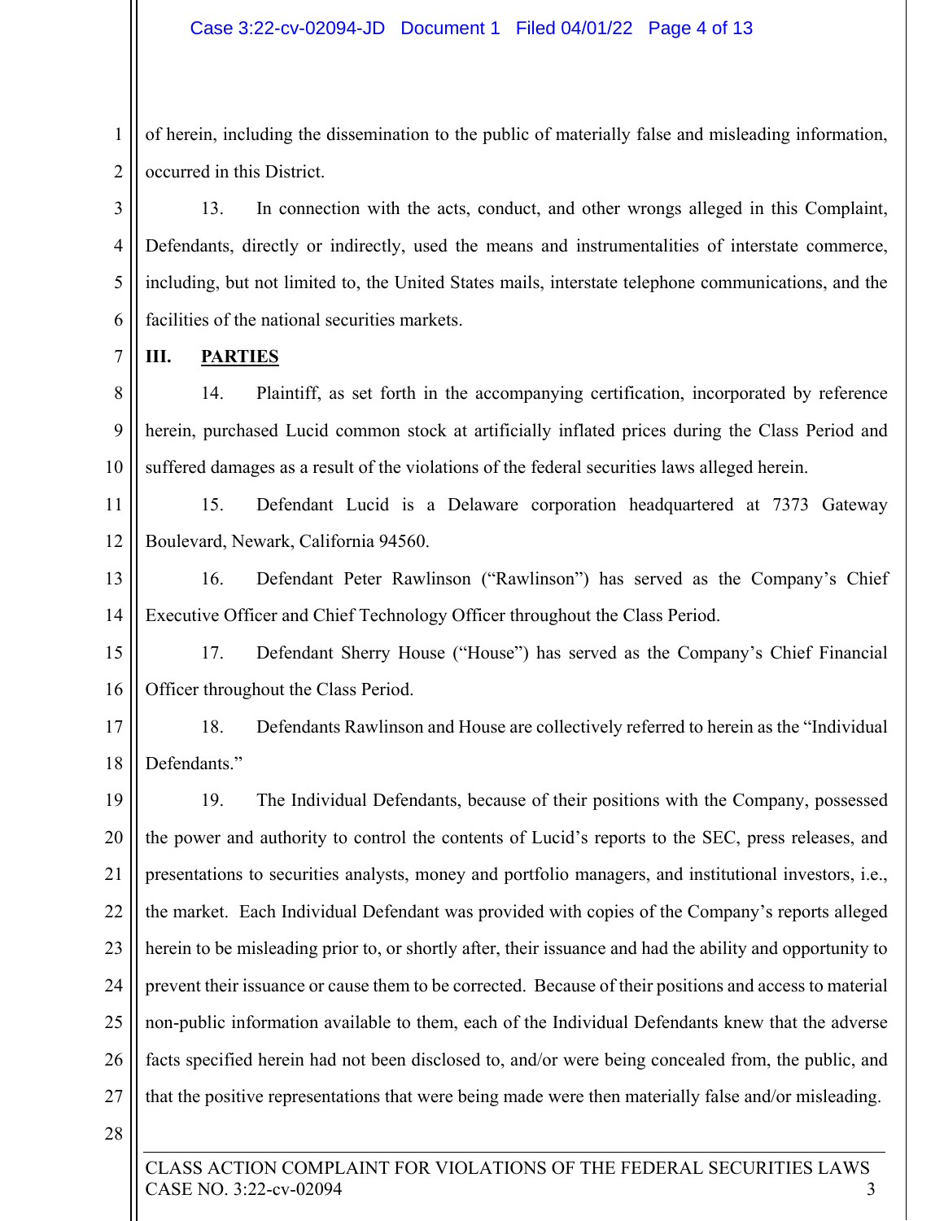of herein, including the dissemination to the public of materially false and misleading information, occurred in this District.

13. In connection with the acts, conduct, and other wrongs alleged in this Complaint, Defendants, directly or indirectly, used the means and instrumentalities of interstate commerce, including, but not limited to, the United States mails, interstate telephone communications, and the facilities of the national securities markets.

## III. PARTIES

14. Plaintiff, as set forth in the accompanying certification, incorporated by reference herein, purchased Lucid common stock at artificially inflated prices during the Class Period and suffered damages as a result of the violations of the federal securities laws alleged herein.

15. Defendant Lucid is a Delaware corporation headquartered at 7373 Gateway Boulevard, Newark, California 94560.

16. Defendant Peter Rawlinson ("Rawlinson") has served as the Company's Chief Executive Officer and Chief Technology Officer throughout the Class Period.

17. Defendant Sherry House ("House") has served as the Company's Chief Financial Officer throughout the Class Period.

18. Defendants Rawlinson and House are collectively referred to herein as the "Individual Defendants."

19. The Individual Defendants, because of their positions with the Company, possessed the power and authority to control the contents of Lucid's reports to the SEC, press releases, and presentations to securities analysts, money and portfolio managers, and institutional investors, i.e., the market. Each Individual Defendant was provided with copies of the Company's reports alleged herein to be misleading prior to, or shortly after, their issuance and had the ability and opportunity to prevent their issuance or cause them to be corrected. Because of their positions and access to material non-public information available to them, each of the Individual Defendants knew that the adverse facts specified herein had not been disclosed to, and/or were being concealed from, the public, and that the positive representations that were being made were then materially false and/or misleading.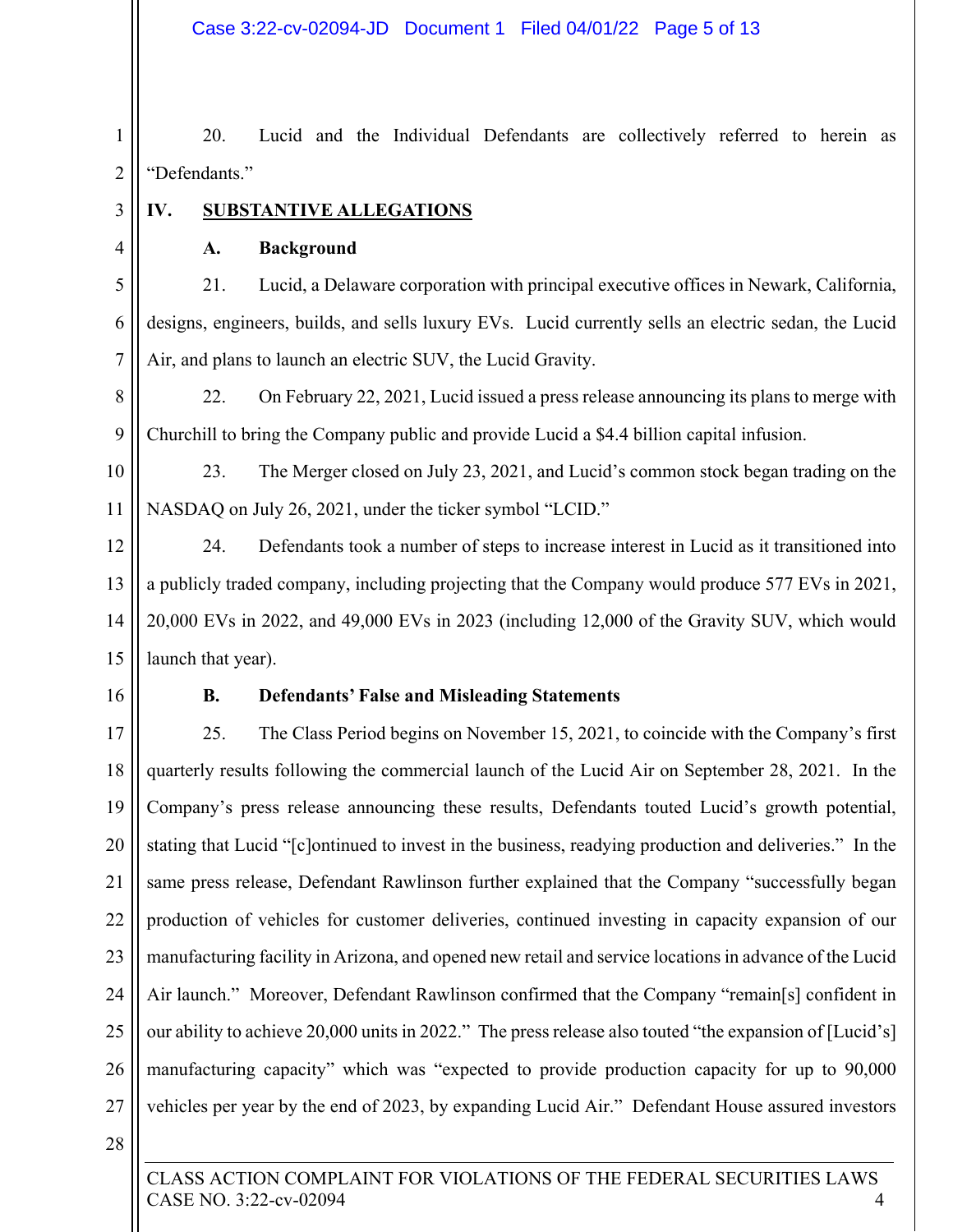20. Lucid and the Individual Defendants are collectively referred to herein as "Defendants."

## IV. SUBSTANTIVE ALLEGATIONS

### A. Background

21. Lucid, a Delaware corporation with principal executive offices in Newark, California, designs, engineers, builds, and sells luxury EVs. Lucid currently sells an electric sedan, the Lucid Air, and plans to launch an electric SUV, the Lucid Gravity.

22. On February 22, 2021, Lucid issued a press release announcing its plans to merge with Churchill to bring the Company public and provide Lucid a $4.4 billion capital infusion.

23. The Merger closed on July 23, 2021, and Lucid's common stock began trading on the NASDAQ on July 26, 2021, under the ticker symbol "LCID."

24. Defendants took a number of steps to increase interest in Lucid as it transitioned into a publicly traded company, including projecting that the Company would produce 577 EVs in 2021, 20,000 EVs in 2022, and 49,000 EVs in 2023 (including 12,000 of the Gravity SUV, which would launch that year).

### B. Defendants' False and Misleading Statements

25. The Class Period begins on November 15, 2021, to coincide with the Company's first quarterly results following the commercial launch of the Lucid Air on September 28, 2021. In the Company's press release announcing these results, Defendants touted Lucid's growth potential, stating that Lucid "[c]ontinued to invest in the business, readying production and deliveries." In the same press release, Defendant Rawlinson further explained that the Company "successfully began production of vehicles for customer deliveries, continued investing in capacity expansion of our manufacturing facility in Arizona, and opened new retail and service locations in advance of the Lucid Air launch." Moreover, Defendant Rawlinson confirmed that the Company "remain[s] confident in our ability to achieve 20,000 units in 2022." The press release also touted "the expansion of [Lucid's] manufacturing capacity" which was "expected to provide production capacity for up to 90,000 vehicles per year by the end of 2023, by expanding Lucid Air." Defendant House assured investors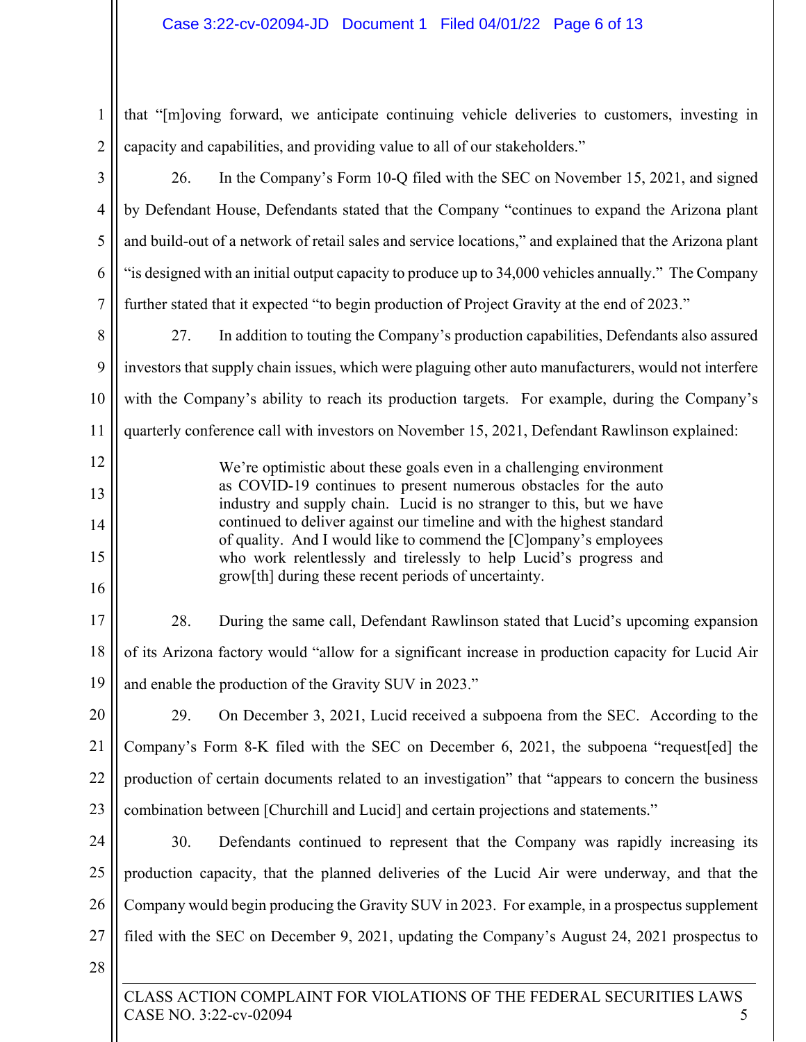that "[m]oving forward, we anticipate continuing vehicle deliveries to customers, investing in capacity and capabilities, and providing value to all of our stakeholders."

26. In the Company's Form 10-Q filed with the SEC on November 15, 2021, and signed by Defendant House, Defendants stated that the Company "continues to expand the Arizona plant and build-out of a network of retail sales and service locations," and explained that the Arizona plant "is designed with an initial output capacity to produce up to 34,000 vehicles annually." The Company further stated that it expected "to begin production of Project Gravity at the end of 2023."

27. In addition to touting the Company's production capabilities, Defendants also assured investors that supply chain issues, which were plaguing other auto manufacturers, would not interfere with the Company's ability to reach its production targets. For example, during the Company's quarterly conference call with investors on November 15, 2021, Defendant Rawlinson explained:

> We're optimistic about these goals even in a challenging environment as COVID-19 continues to present numerous obstacles for the auto industry and supply chain. Lucid is no stranger to this, but we have continued to deliver against our timeline and with the highest standard of quality. And I would like to commend the [C]ompany's employees who work relentlessly and tirelessly to help Lucid's progress and grow[th] during these recent periods of uncertainty.

28. During the same call, Defendant Rawlinson stated that Lucid's upcoming expansion of its Arizona factory would "allow for a significant increase in production capacity for Lucid Air and enable the production of the Gravity SUV in 2023."

29. On December 3, 2021, Lucid received a subpoena from the SEC. According to the Company's Form 8-K filed with the SEC on December 6, 2021, the subpoena "request[ed] the production of certain documents related to an investigation" that "appears to concern the business combination between [Churchill and Lucid] and certain projections and statements."

30. Defendants continued to represent that the Company was rapidly increasing its production capacity, that the planned deliveries of the Lucid Air were underway, and that the Company would begin producing the Gravity SUV in 2023. For example, in a prospectus supplement filed with the SEC on December 9, 2021, updating the Company's August 24, 2021 prospectus to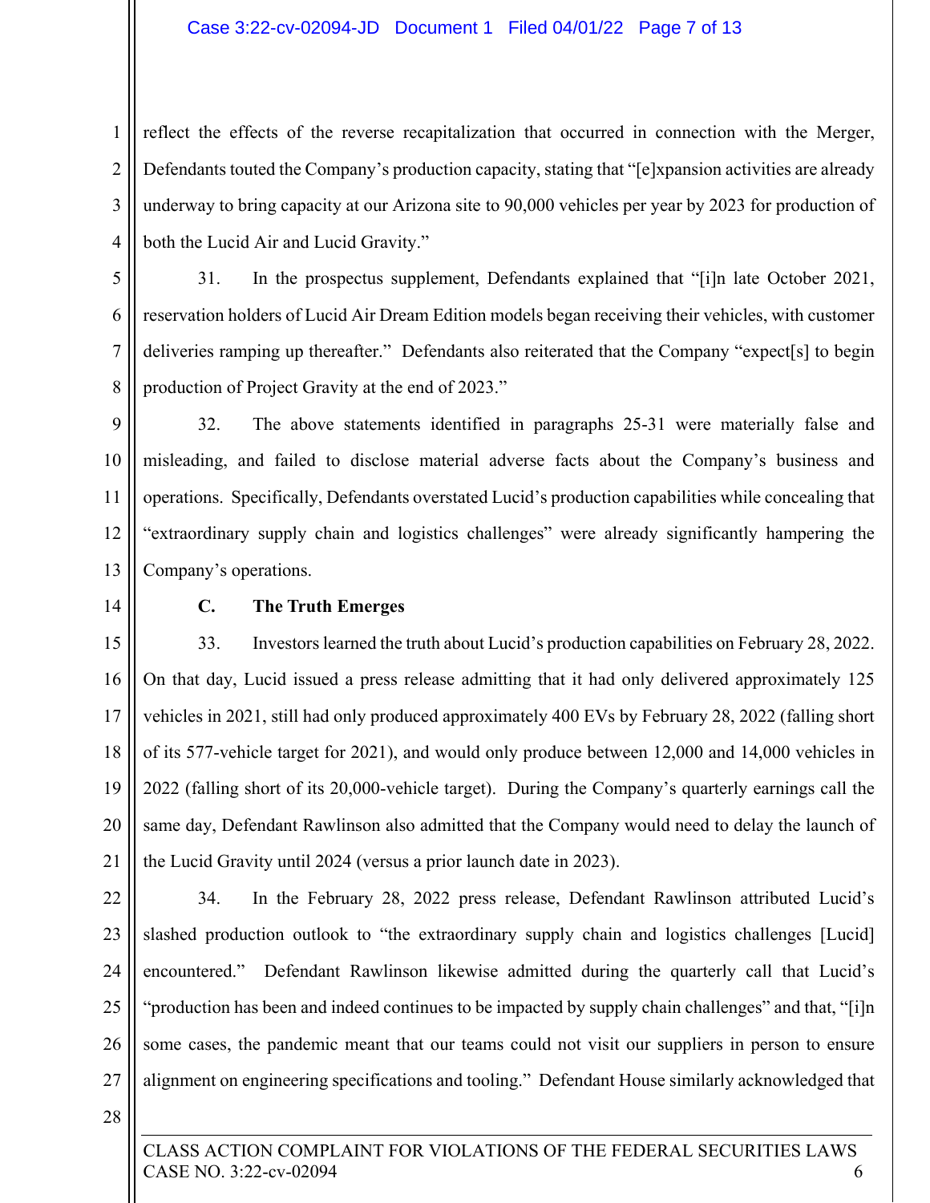reflect the effects of the reverse recapitalization that occurred in connection with the Merger, Defendants touted the Company's production capacity, stating that "[e]xpansion activities are already underway to bring capacity at our Arizona site to 90,000 vehicles per year by 2023 for production of both the Lucid Air and Lucid Gravity."

31. In the prospectus supplement, Defendants explained that "[i]n late October 2021, reservation holders of Lucid Air Dream Edition models began receiving their vehicles, with customer deliveries ramping up thereafter." Defendants also reiterated that the Company "expect[s] to begin production of Project Gravity at the end of 2023."

32. The above statements identified in paragraphs 25-31 were materially false and misleading, and failed to disclose material adverse facts about the Company's business and operations. Specifically, Defendants overstated Lucid's production capabilities while concealing that "extraordinary supply chain and logistics challenges" were already significantly hampering the Company's operations.

### C. The Truth Emerges

33. Investors learned the truth about Lucid's production capabilities on February 28, 2022. On that day, Lucid issued a press release admitting that it had only delivered approximately 125 vehicles in 2021, still had only produced approximately 400 EVs by February 28, 2022 (falling short of its 577-vehicle target for 2021), and would only produce between 12,000 and 14,000 vehicles in 2022 (falling short of its 20,000-vehicle target). During the Company's quarterly earnings call the same day, Defendant Rawlinson also admitted that the Company would need to delay the launch of the Lucid Gravity until 2024 (versus a prior launch date in 2023).

34. In the February 28, 2022 press release, Defendant Rawlinson attributed Lucid's slashed production outlook to "the extraordinary supply chain and logistics challenges [Lucid] encountered." Defendant Rawlinson likewise admitted during the quarterly call that Lucid's "production has been and indeed continues to be impacted by supply chain challenges" and that, "[i]n some cases, the pandemic meant that our teams could not visit our suppliers in person to ensure alignment on engineering specifications and tooling." Defendant House similarly acknowledged that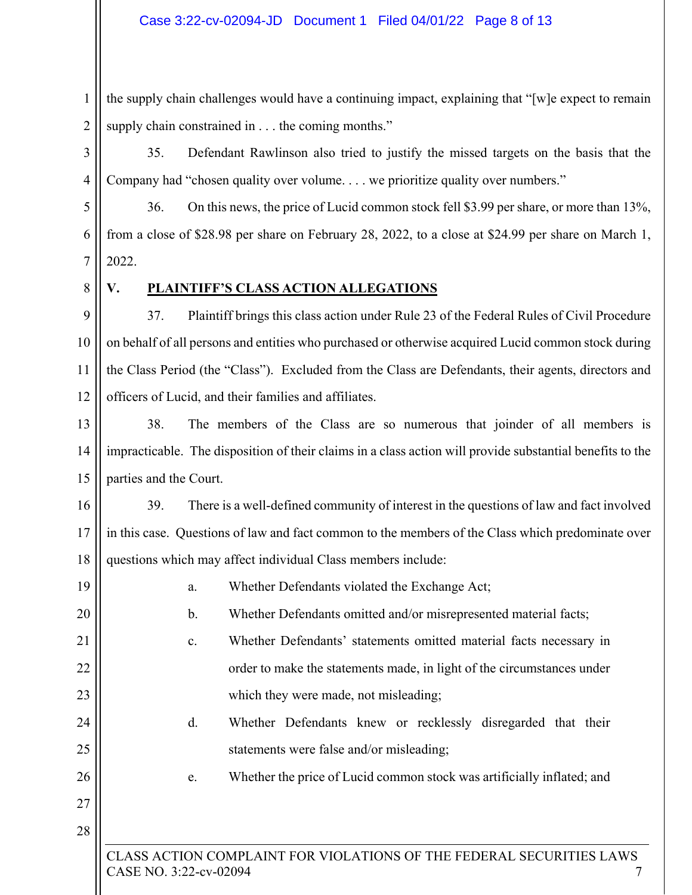the supply chain challenges would have a continuing impact, explaining that "[w]e expect to remain supply chain constrained in . . . the coming months."

35. Defendant Rawlinson also tried to justify the missed targets on the basis that the Company had "chosen quality over volume. . . . we prioritize quality over numbers."

36. On this news, the price of Lucid common stock fell $3.99 per share, or more than 13%, from a close of $28.98 per share on February 28, 2022, to a close at $24.99 per share on March 1, 2022.

## V. PLAINTIFF'S CLASS ACTION ALLEGATIONS

37. Plaintiff brings this class action under Rule 23 of the Federal Rules of Civil Procedure on behalf of all persons and entities who purchased or otherwise acquired Lucid common stock during the Class Period (the "Class"). Excluded from the Class are Defendants, their agents, directors and officers of Lucid, and their families and affiliates.

38. The members of the Class are so numerous that joinder of all members is impracticable. The disposition of their claims in a class action will provide substantial benefits to the parties and the Court.

39. There is a well-defined community of interest in the questions of law and fact involved in this case. Questions of law and fact common to the members of the Class which predominate over questions which may affect individual Class members include:

a. Whether Defendants violated the Exchange Act;

b. Whether Defendants omitted and/or misrepresented material facts;

c. Whether Defendants' statements omitted material facts necessary in order to make the statements made, in light of the circumstances under which they were made, not misleading;

d. Whether Defendants knew or recklessly disregarded that their statements were false and/or misleading;

e. Whether the price of Lucid common stock was artificially inflated; and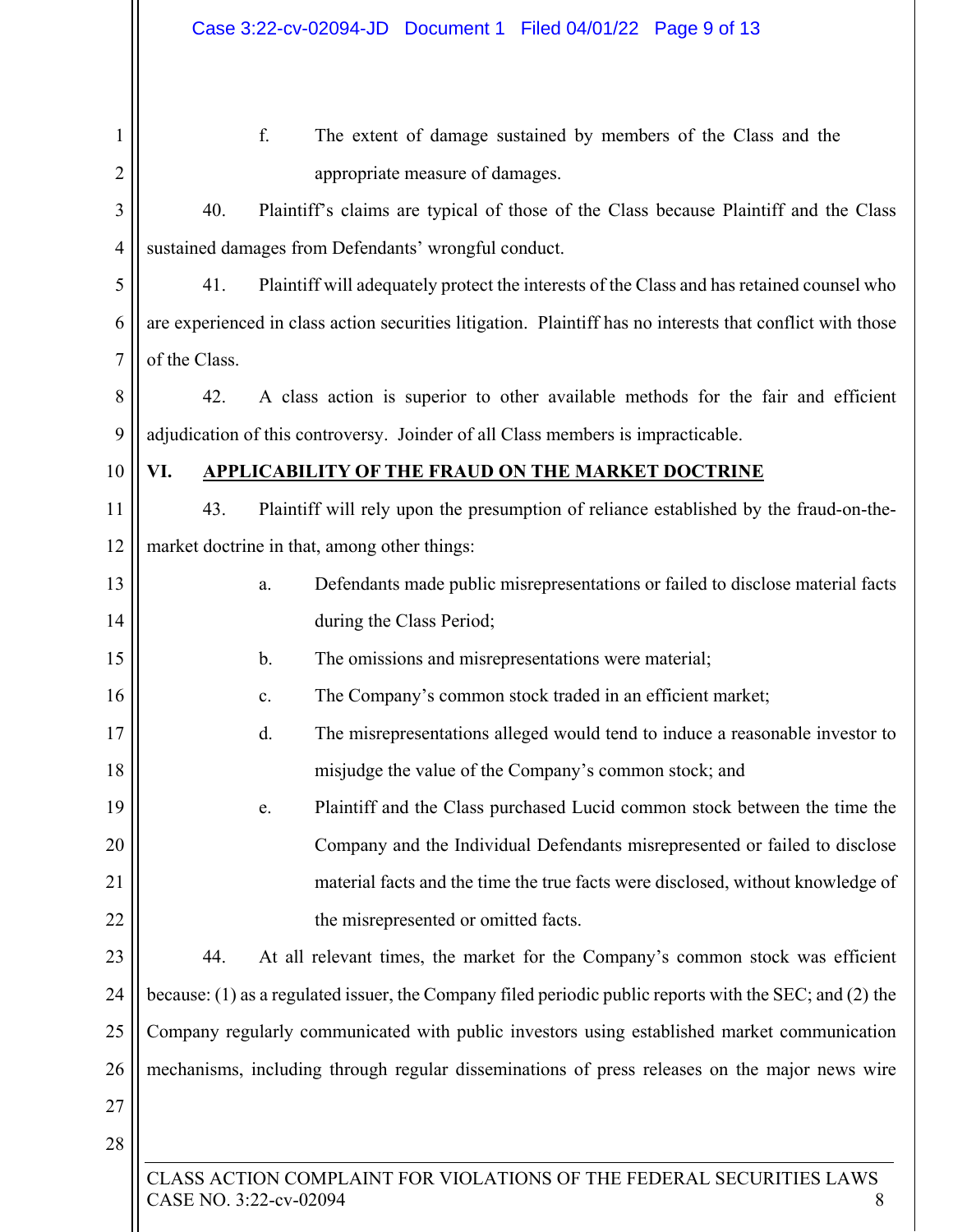f. The extent of damage sustained by members of the Class and the appropriate measure of damages.

40. Plaintiff's claims are typical of those of the Class because Plaintiff and the Class sustained damages from Defendants' wrongful conduct.

41. Plaintiff will adequately protect the interests of the Class and has retained counsel who are experienced in class action securities litigation. Plaintiff has no interests that conflict with those of the Class.

42. A class action is superior to other available methods for the fair and efficient adjudication of this controversy. Joinder of all Class members is impracticable.

## VI. APPLICABILITY OF THE FRAUD ON THE MARKET DOCTRINE

43. Plaintiff will rely upon the presumption of reliance established by the fraud-on-the-market doctrine in that, among other things:

a. Defendants made public misrepresentations or failed to disclose material facts during the Class Period;

b. The omissions and misrepresentations were material;

c. The Company's common stock traded in an efficient market;

d. The misrepresentations alleged would tend to induce a reasonable investor to misjudge the value of the Company's common stock; and

e. Plaintiff and the Class purchased Lucid common stock between the time the Company and the Individual Defendants misrepresented or failed to disclose material facts and the time the true facts were disclosed, without knowledge of the misrepresented or omitted facts.

44. At all relevant times, the market for the Company's common stock was efficient because: (1) as a regulated issuer, the Company filed periodic public reports with the SEC; and (2) the Company regularly communicated with public investors using established market communication mechanisms, including through regular disseminations of press releases on the major news wire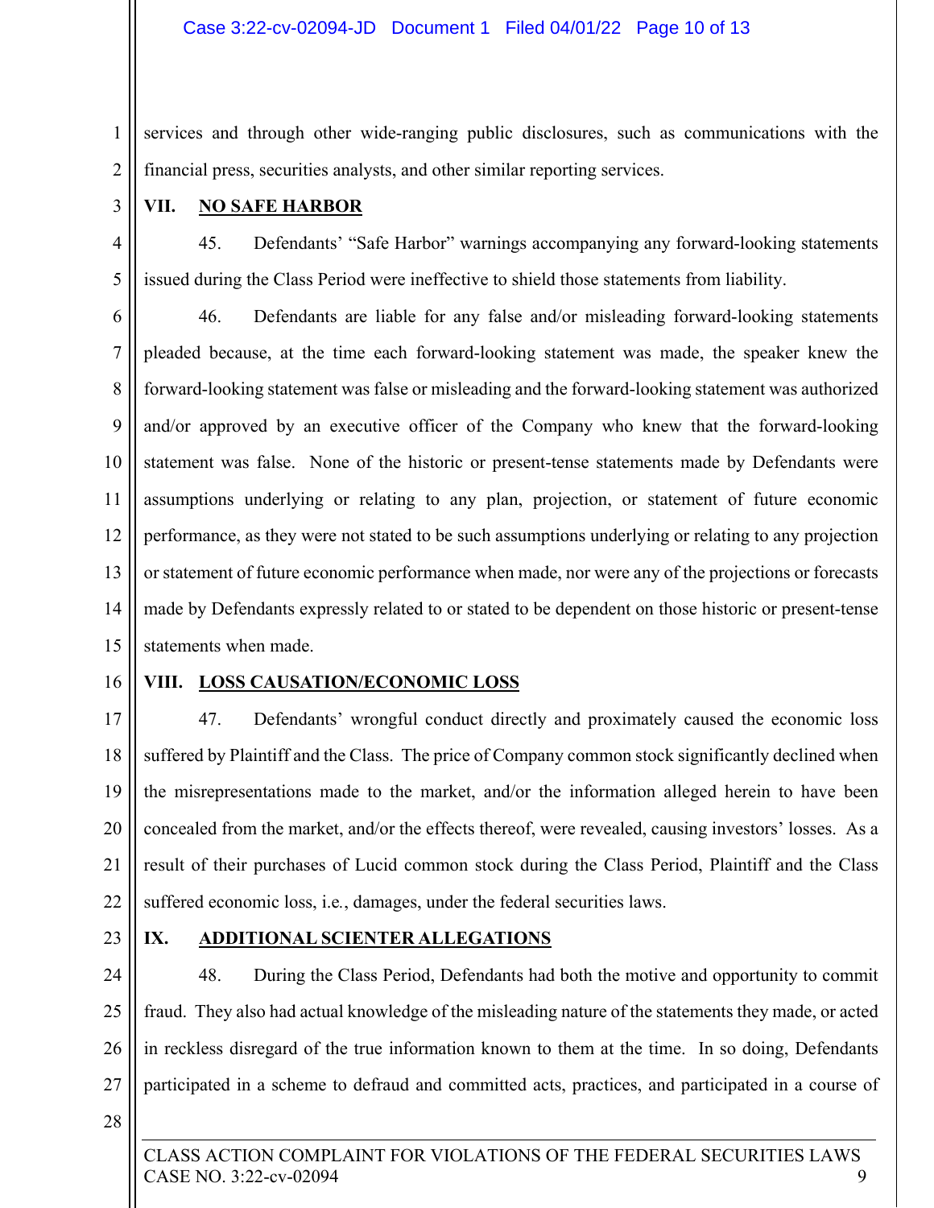services and through other wide-ranging public disclosures, such as communications with the financial press, securities analysts, and other similar reporting services.

## VII. NO SAFE HARBOR

45. Defendants' "Safe Harbor" warnings accompanying any forward-looking statements issued during the Class Period were ineffective to shield those statements from liability.

46. Defendants are liable for any false and/or misleading forward-looking statements pleaded because, at the time each forward-looking statement was made, the speaker knew the forward-looking statement was false or misleading and the forward-looking statement was authorized and/or approved by an executive officer of the Company who knew that the forward-looking statement was false. None of the historic or present-tense statements made by Defendants were assumptions underlying or relating to any plan, projection, or statement of future economic performance, as they were not stated to be such assumptions underlying or relating to any projection or statement of future economic performance when made, nor were any of the projections or forecasts made by Defendants expressly related to or stated to be dependent on those historic or present-tense statements when made.

## VIII. LOSS CAUSATION/ECONOMIC LOSS

47. Defendants' wrongful conduct directly and proximately caused the economic loss suffered by Plaintiff and the Class. The price of Company common stock significantly declined when the misrepresentations made to the market, and/or the information alleged herein to have been concealed from the market, and/or the effects thereof, were revealed, causing investors' losses. As a result of their purchases of Lucid common stock during the Class Period, Plaintiff and the Class suffered economic loss, i.e., damages, under the federal securities laws.

## IX. ADDITIONAL SCIENTER ALLEGATIONS

48. During the Class Period, Defendants had both the motive and opportunity to commit fraud. They also had actual knowledge of the misleading nature of the statements they made, or acted in reckless disregard of the true information known to them at the time. In so doing, Defendants participated in a scheme to defraud and committed acts, practices, and participated in a course of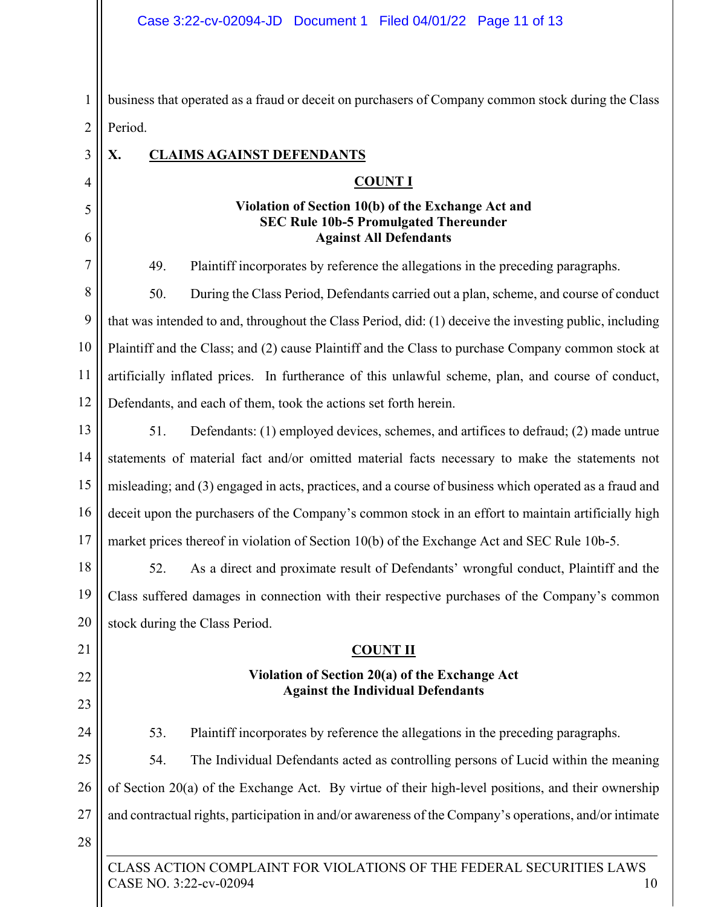business that operated as a fraud or deceit on purchasers of Company common stock during the Class Period.

## X. CLAIMS AGAINST DEFENDANTS

### COUNT I

**Violation of Section 10(b) of the Exchange Act and SEC Rule 10b-5 Promulgated Thereunder Against All Defendants**

49. Plaintiff incorporates by reference the allegations in the preceding paragraphs.

50. During the Class Period, Defendants carried out a plan, scheme, and course of conduct that was intended to and, throughout the Class Period, did: (1) deceive the investing public, including Plaintiff and the Class; and (2) cause Plaintiff and the Class to purchase Company common stock at artificially inflated prices. In furtherance of this unlawful scheme, plan, and course of conduct, Defendants, and each of them, took the actions set forth herein.

51. Defendants: (1) employed devices, schemes, and artifices to defraud; (2) made untrue statements of material fact and/or omitted material facts necessary to make the statements not misleading; and (3) engaged in acts, practices, and a course of business which operated as a fraud and deceit upon the purchasers of the Company's common stock in an effort to maintain artificially high market prices thereof in violation of Section 10(b) of the Exchange Act and SEC Rule 10b-5.

52. As a direct and proximate result of Defendants' wrongful conduct, Plaintiff and the Class suffered damages in connection with their respective purchases of the Company's common stock during the Class Period.

### COUNT II

**Violation of Section 20(a) of the Exchange Act Against the Individual Defendants**

53. Plaintiff incorporates by reference the allegations in the preceding paragraphs.

54. The Individual Defendants acted as controlling persons of Lucid within the meaning of Section 20(a) of the Exchange Act. By virtue of their high-level positions, and their ownership and contractual rights, participation in and/or awareness of the Company's operations, and/or intimate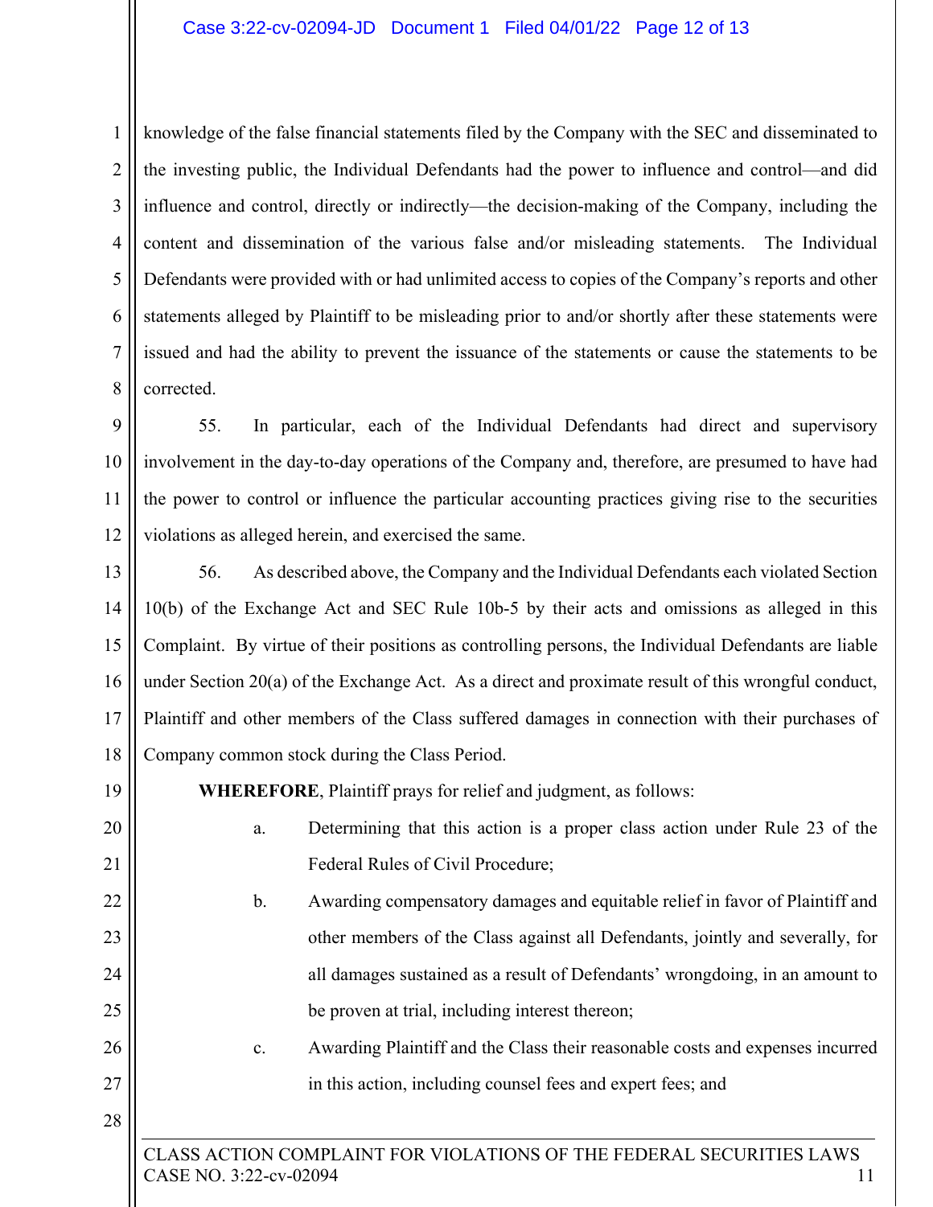knowledge of the false financial statements filed by the Company with the SEC and disseminated to the investing public, the Individual Defendants had the power to influence and control—and did influence and control, directly or indirectly—the decision-making of the Company, including the content and dissemination of the various false and/or misleading statements. The Individual Defendants were provided with or had unlimited access to copies of the Company's reports and other statements alleged by Plaintiff to be misleading prior to and/or shortly after these statements were issued and had the ability to prevent the issuance of the statements or cause the statements to be corrected.

55. In particular, each of the Individual Defendants had direct and supervisory involvement in the day-to-day operations of the Company and, therefore, are presumed to have had the power to control or influence the particular accounting practices giving rise to the securities violations as alleged herein, and exercised the same.

56. As described above, the Company and the Individual Defendants each violated Section 10(b) of the Exchange Act and SEC Rule 10b-5 by their acts and omissions as alleged in this Complaint. By virtue of their positions as controlling persons, the Individual Defendants are liable under Section 20(a) of the Exchange Act. As a direct and proximate result of this wrongful conduct, Plaintiff and other members of the Class suffered damages in connection with their purchases of Company common stock during the Class Period.

**WHEREFORE**, Plaintiff prays for relief and judgment, as follows:

a. Determining that this action is a proper class action under Rule 23 of the Federal Rules of Civil Procedure;

b. Awarding compensatory damages and equitable relief in favor of Plaintiff and other members of the Class against all Defendants, jointly and severally, for all damages sustained as a result of Defendants' wrongdoing, in an amount to be proven at trial, including interest thereon;

c. Awarding Plaintiff and the Class their reasonable costs and expenses incurred in this action, including counsel fees and expert fees; and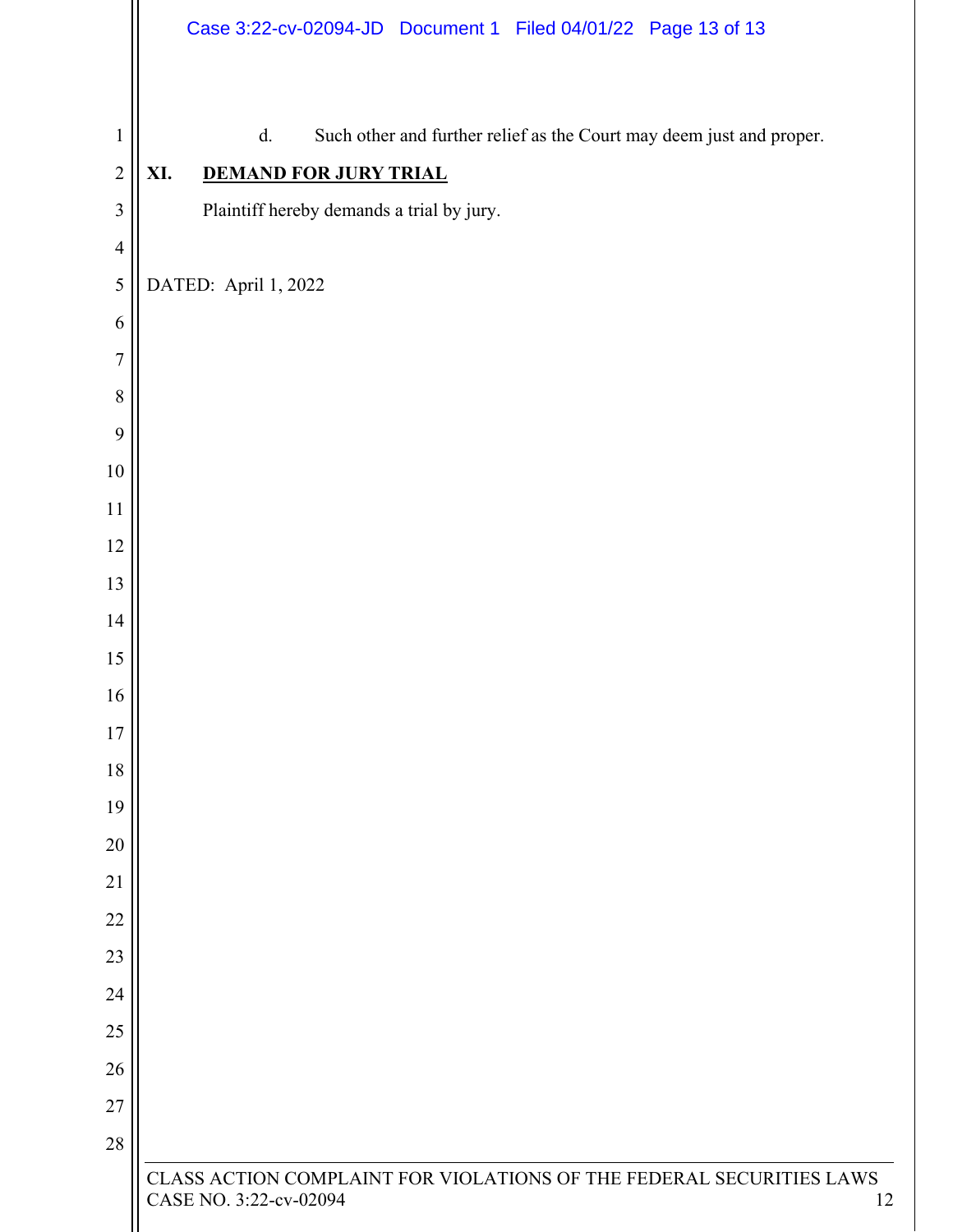d. Such other and further relief as the Court may deem just and proper.

## XI. DEMAND FOR JURY TRIAL

Plaintiff hereby demands a trial by jury.

DATED: April 1, 2022